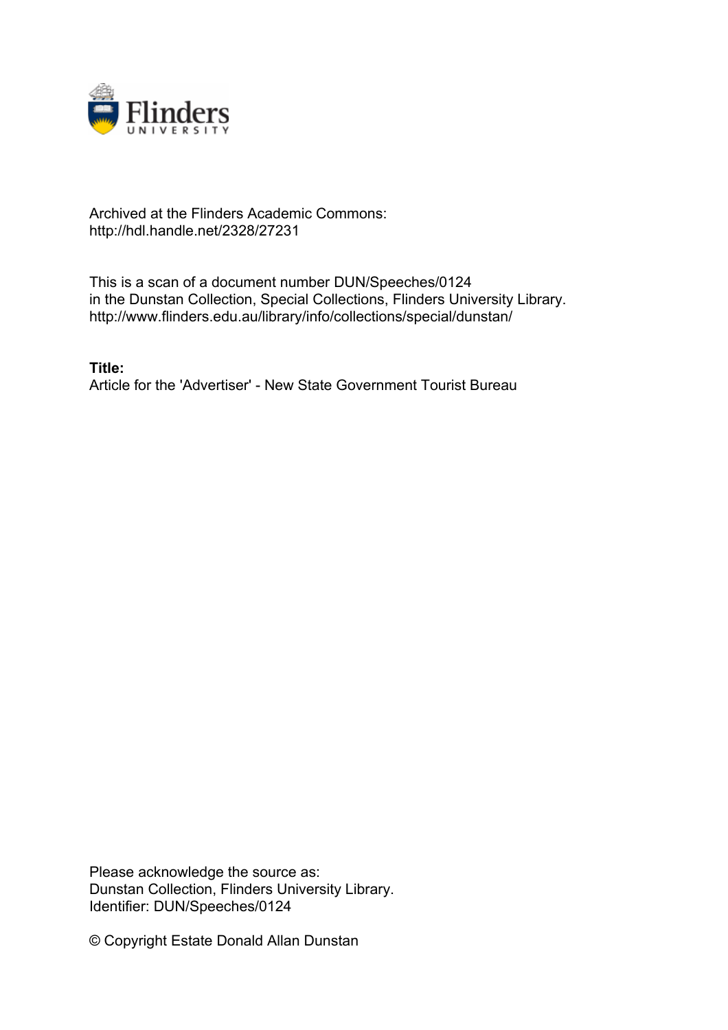Archived at the Flinders Academic Commons:
http://hdl.handle.net/2328/27231

This is a scan of a document number DUN/Speeches/0124
in the Dunstan Collection, Special Collections, Flinders University Library.
http://www.flinders.edu.au/library/info/collections/special/dunstan/

**Title:**
Article for the 'Advertiser' - New State Government Tourist Bureau

Please acknowledge the source as:
Dunstan Collection, Flinders University Library.
Identifier: DUN/Speeches/0124

© Copyright Estate Donald Allan Dunstan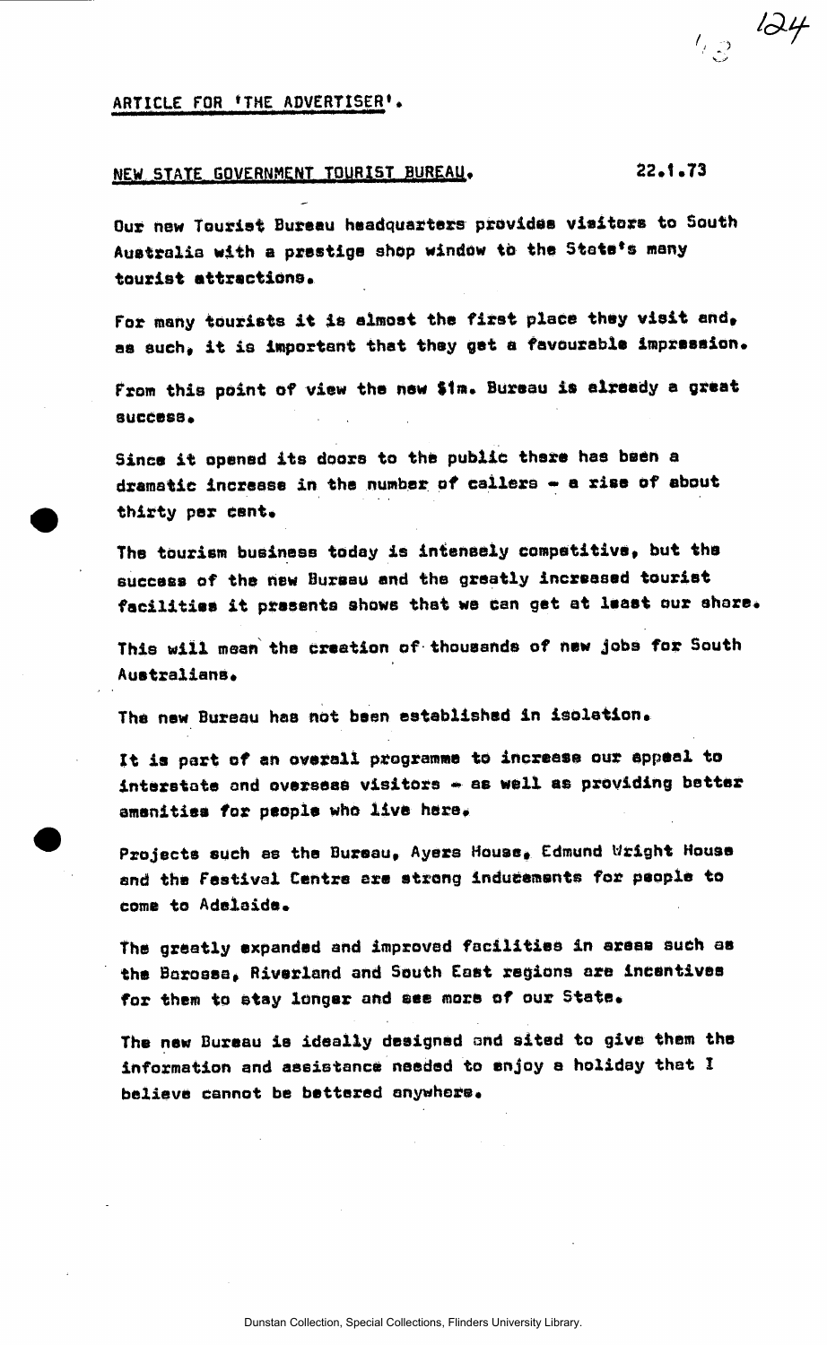ARTICLE FOR 'THE ADVERTISER'.

NEW STATE GOVERNMENT TOURIST BUREAU. 22.1.73

Our new Tourist Bureau headquarters provides visitors to South Australia with a prestige shop window to the State's many tourist attractions.

For many tourists it is almost the first place they visit and, as such, it is important that they get a favourable impression.

From this point of view the new $1m. Bureau is already a great success.

Since it opened its doors to the public there has been a dramatic increase in the number of callers - a rise of about thirty per cent.

The tourism business today is intensely competitive, but the success of the new Bureau and the greatly increased tourist facilities it presents shows that we can get at least our share.

This will mean the creation of thousands of new jobs for South Australians.

The new Bureau has not been established in isolation.

It is part of an overall programme to increase our appeal to interstate and overseas visitors - as well as providing better amenities for people who live here.

Projects such as the Bureau, Ayers House, Edmund Wright House and the Festival Centre are strong inducements for people to come to Adelaide.

The greatly expanded and improved facilities in areas such as the Barossa, Riverland and South East regions are incentives for them to stay longer and see more of our State.

The new Bureau is ideally designed and sited to give them the information and assistance needed to enjoy a holiday that I believe cannot be bettered anywhere.